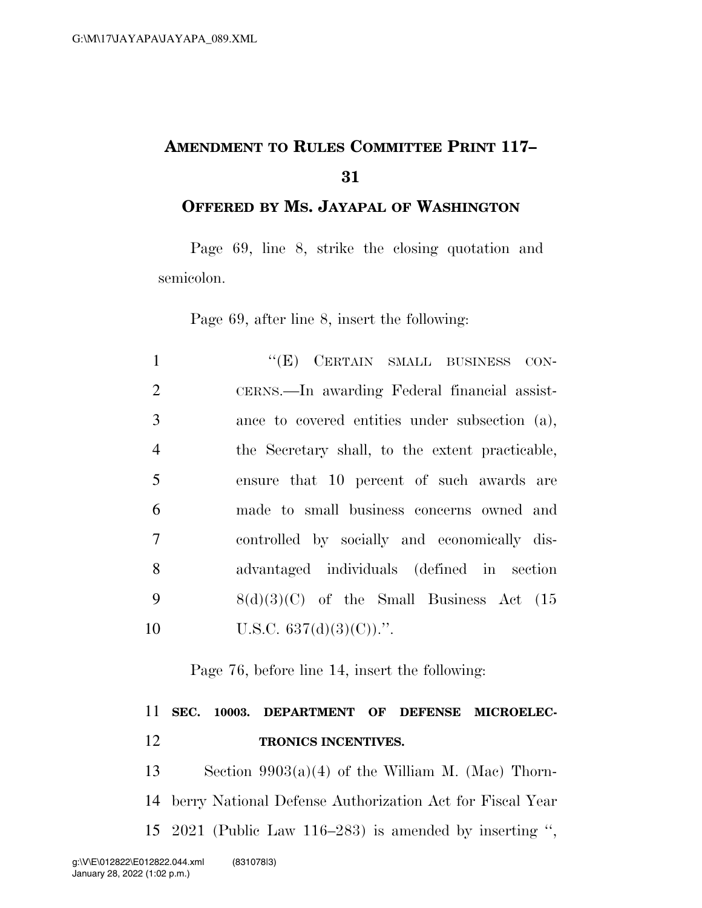# AMENDMENT TO RULES COMMITTEE PRINT 117–31

## OFFERED BY MS. JAYAPAL OF WASHINGTON

Page 69, line 8, strike the closing quotation and semicolon.

Page 69, after line 8, insert the following:

1 "(E) CERTAIN SMALL BUSINESS CON-
2 CERNS.—In awarding Federal financial assist-
3 ance to covered entities under subsection (a),
4 the Secretary shall, to the extent practicable,
5 ensure that 10 percent of such awards are
6 made to small business concerns owned and
7 controlled by socially and economically dis-
8 advantaged individuals (defined in section
9 8(d)(3)(C) of the Small Business Act (15
10 U.S.C. 637(d)(3)(C)).".

Page 76, before line 14, insert the following:

11 **SEC. 10003. DEPARTMENT OF DEFENSE MICROELEC-**
12 **TRONICS INCENTIVES.**

13 Section 9903(a)(4) of the William M. (Mac) Thorn-
14 berry National Defense Authorization Act for Fiscal Year
15 2021 (Public Law 116–283) is amended by inserting ",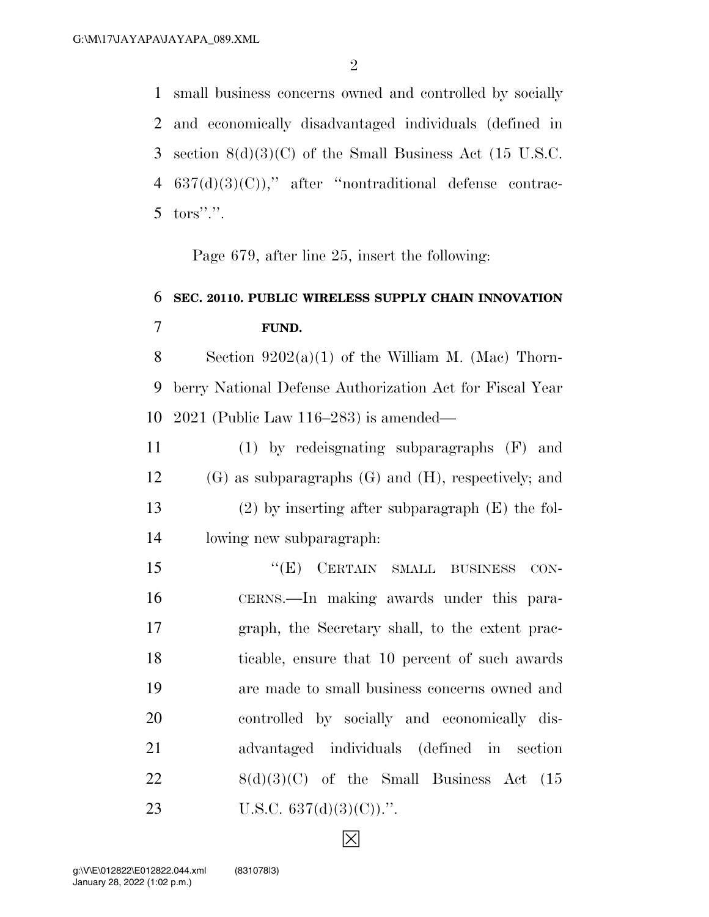small business concerns owned and controlled by socially and economically disadvantaged individuals (defined in section 8(d)(3)(C) of the Small Business Act (15 U.S.C. 637(d)(3)(C)),'' after ''nontraditional defense contractors''.''.

Page 679, after line 25, insert the following:

**SEC. 20110. PUBLIC WIRELESS SUPPLY CHAIN INNOVATION FUND.**

Section 9202(a)(1) of the William M. (Mac) Thornberry National Defense Authorization Act for Fiscal Year 2021 (Public Law 116–283) is amended—

(1) by redeisgnating subparagraphs (F) and (G) as subparagraphs (G) and (H), respectively; and

(2) by inserting after subparagraph (E) the following new subparagraph:

''(E) CERTAIN SMALL BUSINESS CONCERNS.—In making awards under this paragraph, the Secretary shall, to the extent practicable, ensure that 10 percent of such awards are made to small business concerns owned and controlled by socially and economically disadvantaged individuals (defined in section 8(d)(3)(C) of the Small Business Act (15 U.S.C. 637(d)(3)(C)).''.